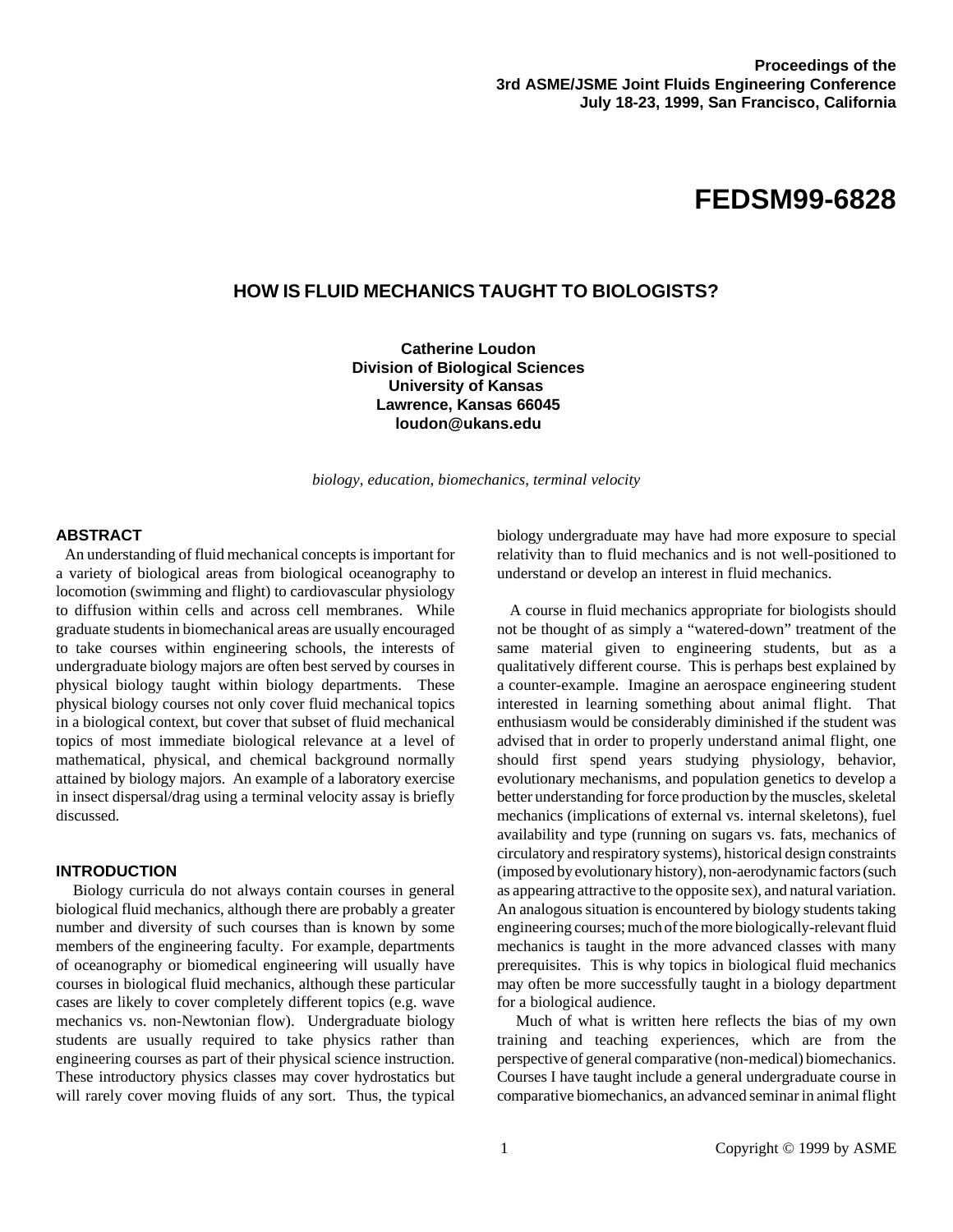Proceedings of the
3rd ASME/JSME Joint Fluids Engineering Conference
July 18-23, 1999, San Francisco, California

# FEDSM99-6828

## HOW IS FLUID MECHANICS TAUGHT TO BIOLOGISTS?

**Catherine Loudon**
**Division of Biological Sciences**
**University of Kansas**
**Lawrence, Kansas 66045**
**loudon@ukans.edu**

*biology, education, biomechanics, terminal velocity*

### ABSTRACT

An understanding of fluid mechanical concepts is important for a variety of biological areas from biological oceanography to locomotion (swimming and flight) to cardiovascular physiology to diffusion within cells and across cell membranes. While graduate students in biomechanical areas are usually encouraged to take courses within engineering schools, the interests of undergraduate biology majors are often best served by courses in physical biology taught within biology departments. These physical biology courses not only cover fluid mechanical topics in a biological context, but cover that subset of fluid mechanical topics of most immediate biological relevance at a level of mathematical, physical, and chemical background normally attained by biology majors. An example of a laboratory exercise in insect dispersal/drag using a terminal velocity assay is briefly discussed.

### INTRODUCTION

Biology curricula do not always contain courses in general biological fluid mechanics, although there are probably a greater number and diversity of such courses than is known by some members of the engineering faculty. For example, departments of oceanography or biomedical engineering will usually have courses in biological fluid mechanics, although these particular cases are likely to cover completely different topics (e.g. wave mechanics vs. non-Newtonian flow). Undergraduate biology students are usually required to take physics rather than engineering courses as part of their physical science instruction. These introductory physics classes may cover hydrostatics but will rarely cover moving fluids of any sort. Thus, the typical biology undergraduate may have had more exposure to special relativity than to fluid mechanics and is not well-positioned to understand or develop an interest in fluid mechanics.

A course in fluid mechanics appropriate for biologists should not be thought of as simply a "watered-down" treatment of the same material given to engineering students, but as a qualitatively different course. This is perhaps best explained by a counter-example. Imagine an aerospace engineering student interested in learning something about animal flight. That enthusiasm would be considerably diminished if the student was advised that in order to properly understand animal flight, one should first spend years studying physiology, behavior, evolutionary mechanisms, and population genetics to develop a better understanding for force production by the muscles, skeletal mechanics (implications of external vs. internal skeletons), fuel availability and type (running on sugars vs. fats, mechanics of circulatory and respiratory systems), historical design constraints (imposed by evolutionary history), non-aerodynamic factors (such as appearing attractive to the opposite sex), and natural variation. An analogous situation is encountered by biology students taking engineering courses; much of the more biologically-relevant fluid mechanics is taught in the more advanced classes with many prerequisites. This is why topics in biological fluid mechanics may often be more successfully taught in a biology department for a biological audience.

Much of what is written here reflects the bias of my own training and teaching experiences, which are from the perspective of general comparative (non-medical) biomechanics. Courses I have taught include a general undergraduate course in comparative biomechanics, an advanced seminar in animal flight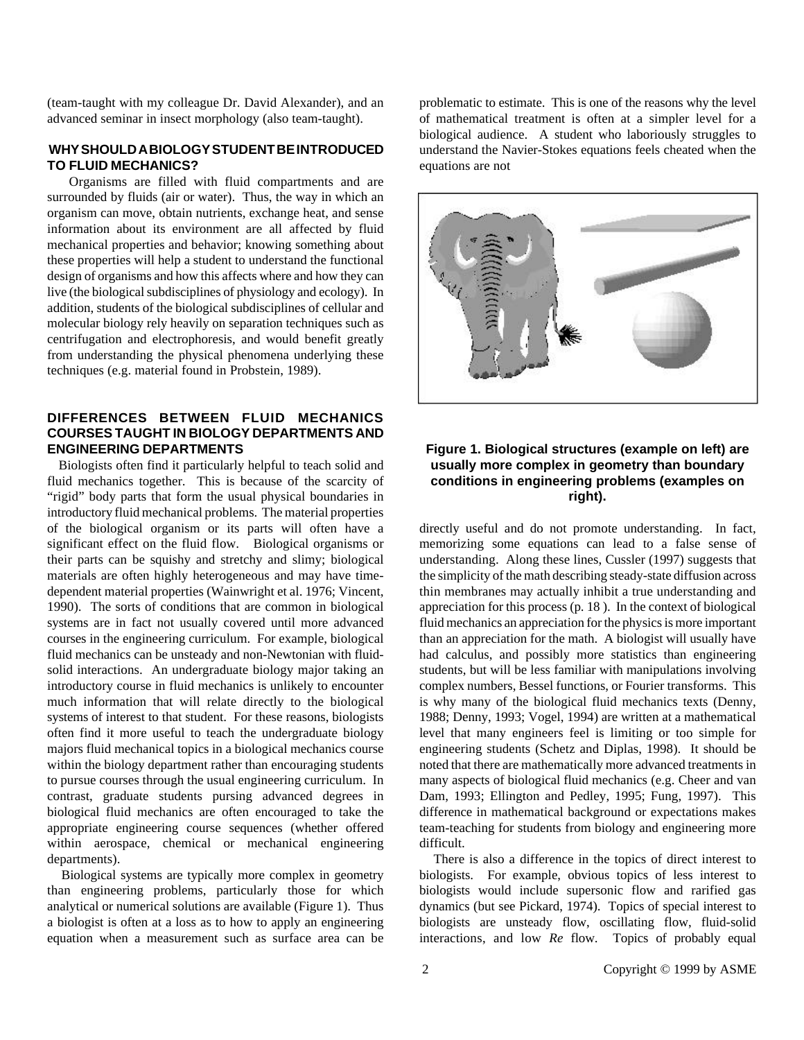(team-taught with my colleague Dr. David Alexander), and an advanced seminar in insect morphology (also team-taught).

## WHY SHOULD A BIOLOGY STUDENT BE INTRODUCED TO FLUID MECHANICS?

Organisms are filled with fluid compartments and are surrounded by fluids (air or water). Thus, the way in which an organism can move, obtain nutrients, exchange heat, and sense information about its environment are all affected by fluid mechanical properties and behavior; knowing something about these properties will help a student to understand the functional design of organisms and how this affects where and how they can live (the biological subdisciplines of physiology and ecology). In addition, students of the biological subdisciplines of cellular and molecular biology rely heavily on separation techniques such as centrifugation and electrophoresis, and would benefit greatly from understanding the physical phenomena underlying these techniques (e.g. material found in Probstein, 1989).

## DIFFERENCES BETWEEN FLUID MECHANICS COURSES TAUGHT IN BIOLOGY DEPARTMENTS AND ENGINEERING DEPARTMENTS

Biologists often find it particularly helpful to teach solid and fluid mechanics together. This is because of the scarcity of "rigid" body parts that form the usual physical boundaries in introductory fluid mechanical problems. The material properties of the biological organism or its parts will often have a significant effect on the fluid flow. Biological organisms or their parts can be squishy and stretchy and slimy; biological materials are often highly heterogeneous and may have time-dependent material properties (Wainwright et al. 1976; Vincent, 1990). The sorts of conditions that are common in biological systems are in fact not usually covered until more advanced courses in the engineering curriculum. For example, biological fluid mechanics can be unsteady and non-Newtonian with fluid-solid interactions. An undergraduate biology major taking an introductory course in fluid mechanics is unlikely to encounter much information that will relate directly to the biological systems of interest to that student. For these reasons, biologists often find it more useful to teach the undergraduate biology majors fluid mechanical topics in a biological mechanics course within the biology department rather than encouraging students to pursue courses through the usual engineering curriculum. In contrast, graduate students pursing advanced degrees in biological fluid mechanics are often encouraged to take the appropriate engineering course sequences (whether offered within aerospace, chemical or mechanical engineering departments).

Biological systems are typically more complex in geometry than engineering problems, particularly those for which analytical or numerical solutions are available (Figure 1). Thus a biologist is often at a loss as to how to apply an engineering equation when a measurement such as surface area can be problematic to estimate. This is one of the reasons why the level of mathematical treatment is often at a simpler level for a biological audience. A student who laboriously struggles to understand the Navier-Stokes equations feels cheated when the equations are not directly useful and do not promote understanding. In fact, memorizing some equations can lead to a false sense of understanding. Along these lines, Cussler (1997) suggests that the simplicity of the math describing steady-state diffusion across thin membranes may actually inhibit a true understanding and appreciation for this process (p. 18 ). In the context of biological fluid mechanics an appreciation for the physics is more important than an appreciation for the math. A biologist will usually have had calculus, and possibly more statistics than engineering students, but will be less familiar with manipulations involving complex numbers, Bessel functions, or Fourier transforms. This is why many of the biological fluid mechanics texts (Denny, 1988; Denny, 1993; Vogel, 1994) are written at a mathematical level that many engineers feel is limiting or too simple for engineering students (Schetz and Diplas, 1998). It should be noted that there are mathematically more advanced treatments in many aspects of biological fluid mechanics (e.g. Cheer and van Dam, 1993; Ellington and Pedley, 1995; Fung, 1997). This difference in mathematical background or expectations makes team-teaching for students from biology and engineering more difficult.

**Figure 1. Biological structures (example on left) are usually more complex in geometry than boundary conditions in engineering problems (examples on right).**

There is also a difference in the topics of direct interest to biologists. For example, obvious topics of less interest to biologists would include supersonic flow and rarified gas dynamics (but see Pickard, 1974). Topics of special interest to biologists are unsteady flow, oscillating flow, fluid-solid interactions, and low *Re* flow. Topics of probably equal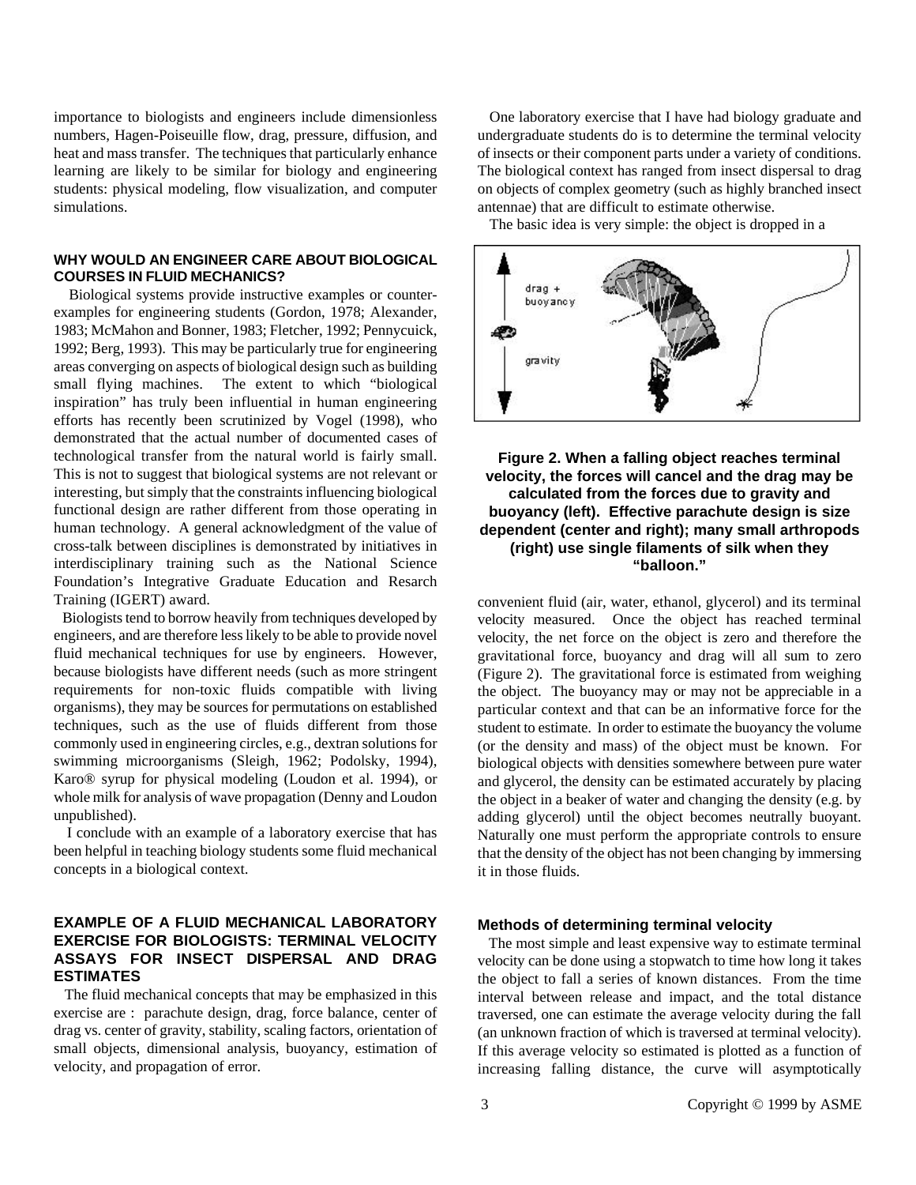importance to biologists and engineers include dimensionless numbers, Hagen-Poiseuille flow, drag, pressure, diffusion, and heat and mass transfer. The techniques that particularly enhance learning are likely to be similar for biology and engineering students: physical modeling, flow visualization, and computer simulations.

## WHY WOULD AN ENGINEER CARE ABOUT BIOLOGICAL COURSES IN FLUID MECHANICS?

Biological systems provide instructive examples or counter-examples for engineering students (Gordon, 1978; Alexander, 1983; McMahon and Bonner, 1983; Fletcher, 1992; Pennycuick, 1992; Berg, 1993). This may be particularly true for engineering areas converging on aspects of biological design such as building small flying machines. The extent to which "biological inspiration" has truly been influential in human engineering efforts has recently been scrutinized by Vogel (1998), who demonstrated that the actual number of documented cases of technological transfer from the natural world is fairly small. This is not to suggest that biological systems are not relevant or interesting, but simply that the constraints influencing biological functional design are rather different from those operating in human technology. A general acknowledgment of the value of cross-talk between disciplines is demonstrated by initiatives in interdisciplinary training such as the National Science Foundation's Integrative Graduate Education and Resarch Training (IGERT) award.

Biologists tend to borrow heavily from techniques developed by engineers, and are therefore less likely to be able to provide novel fluid mechanical techniques for use by engineers. However, because biologists have different needs (such as more stringent requirements for non-toxic fluids compatible with living organisms), they may be sources for permutations on established techniques, such as the use of fluids different from those commonly used in engineering circles, e.g., dextran solutions for swimming microorganisms (Sleigh, 1962; Podolsky, 1994), Karo® syrup for physical modeling (Loudon et al. 1994), or whole milk for analysis of wave propagation (Denny and Loudon unpublished).

I conclude with an example of a laboratory exercise that has been helpful in teaching biology students some fluid mechanical concepts in a biological context.

## EXAMPLE OF A FLUID MECHANICAL LABORATORY EXERCISE FOR BIOLOGISTS: TERMINAL VELOCITY ASSAYS FOR INSECT DISPERSAL AND DRAG ESTIMATES

The fluid mechanical concepts that may be emphasized in this exercise are : parachute design, drag, force balance, center of drag vs. center of gravity, stability, scaling factors, orientation of small objects, dimensional analysis, buoyancy, estimation of velocity, and propagation of error.

One laboratory exercise that I have had biology graduate and undergraduate students do is to determine the terminal velocity of insects or their component parts under a variety of conditions. The biological context has ranged from insect dispersal to drag on objects of complex geometry (such as highly branched insect antennae) that are difficult to estimate otherwise.

The basic idea is very simple: the object is dropped in a convenient fluid (air, water, ethanol, glycerol) and its terminal velocity measured. Once the object has reached terminal velocity, the net force on the object is zero and therefore the gravitational force, buoyancy and drag will all sum to zero (Figure 2). The gravitational force is estimated from weighing the object. The buoyancy may or may not be appreciable in a particular context and that can be an informative force for the student to estimate. In order to estimate the buoyancy the volume (or the density and mass) of the object must be known. For biological objects with densities somewhere between pure water and glycerol, the density can be estimated accurately by placing the object in a beaker of water and changing the density (e.g. by adding glycerol) until the object becomes neutrally buoyant. Naturally one must perform the appropriate controls to ensure that the density of the object has not been changing by immersing it in those fluids.

**Figure 2. When a falling object reaches terminal velocity, the forces will cancel and the drag may be calculated from the forces due to gravity and buoyancy (left). Effective parachute design is size dependent (center and right); many small arthropods (right) use single filaments of silk when they "balloon."**

### Methods of determining terminal velocity

The most simple and least expensive way to estimate terminal velocity can be done using a stopwatch to time how long it takes the object to fall a series of known distances. From the time interval between release and impact, and the total distance traversed, one can estimate the average velocity during the fall (an unknown fraction of which is traversed at terminal velocity). If this average velocity so estimated is plotted as a function of increasing falling distance, the curve will asymptotically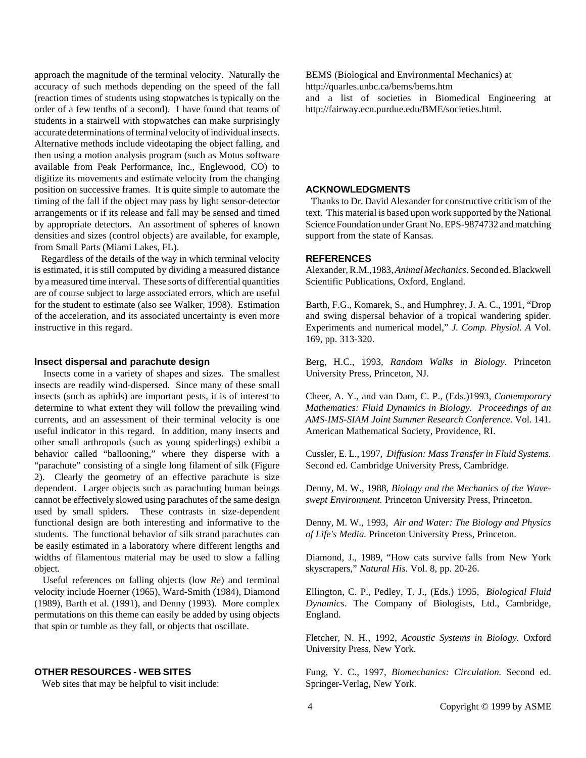approach the magnitude of the terminal velocity. Naturally the accuracy of such methods depending on the speed of the fall (reaction times of students using stopwatches is typically on the order of a few tenths of a second). I have found that teams of students in a stairwell with stopwatches can make surprisingly accurate determinations of terminal velocity of individual insects. Alternative methods include videotaping the object falling, and then using a motion analysis program (such as Motus software available from Peak Performance, Inc., Englewood, CO) to digitize its movements and estimate velocity from the changing position on successive frames. It is quite simple to automate the timing of the fall if the object may pass by light sensor-detector arrangements or if its release and fall may be sensed and timed by appropriate detectors. An assortment of spheres of known densities and sizes (control objects) are available, for example, from Small Parts (Miami Lakes, FL).

Regardless of the details of the way in which terminal velocity is estimated, it is still computed by dividing a measured distance by a measured time interval. These sorts of differential quantities are of course subject to large associated errors, which are useful for the student to estimate (also see Walker, 1998). Estimation of the acceleration, and its associated uncertainty is even more instructive in this regard.

### Insect dispersal and parachute design

Insects come in a variety of shapes and sizes. The smallest insects are readily wind-dispersed. Since many of these small insects (such as aphids) are important pests, it is of interest to determine to what extent they will follow the prevailing wind currents, and an assessment of their terminal velocity is one useful indicator in this regard. In addition, many insects and other small arthropods (such as young spiderlings) exhibit a behavior called "ballooning," where they disperse with a "parachute" consisting of a single long filament of silk (Figure 2). Clearly the geometry of an effective parachute is size dependent. Larger objects such as parachuting human beings cannot be effectively slowed using parachutes of the same design used by small spiders. These contrasts in size-dependent functional design are both interesting and informative to the students. The functional behavior of silk strand parachutes can be easily estimated in a laboratory where different lengths and widths of filamentous material may be used to slow a falling object.

Useful references on falling objects (low *Re*) and terminal velocity include Hoerner (1965), Ward-Smith (1984), Diamond (1989), Barth et al. (1991), and Denny (1993). More complex permutations on this theme can easily be added by using objects that spin or tumble as they fall, or objects that oscillate.

## OTHER RESOURCES - WEB SITES

Web sites that may be helpful to visit include:

BEMS (Biological and Environmental Mechanics) at http://quarles.unbc.ca/bems/bems.htm
and a list of societies in Biomedical Engineering at http://fairway.ecn.purdue.edu/BME/societies.html.

## ACKNOWLEDGMENTS

Thanks to Dr. David Alexander for constructive criticism of the text. This material is based upon work supported by the National Science Foundation under Grant No. EPS-9874732 and matching support from the state of Kansas.

## REFERENCES

Alexander, R.M., 1983, *Animal Mechanics*. Second ed. Blackwell Scientific Publications, Oxford, England.

Barth, F.G., Komarek, S., and Humphrey, J. A. C., 1991, "Drop and swing dispersal behavior of a tropical wandering spider. Experiments and numerical model," *J. Comp. Physiol. A* Vol. 169, pp. 313-320.

Berg, H.C., 1993, *Random Walks in Biology*. Princeton University Press, Princeton, NJ.

Cheer, A. Y., and van Dam, C. P., (Eds.) 1993, *Contemporary Mathematics: Fluid Dynamics in Biology. Proceedings of an AMS-IMS-SIAM Joint Summer Research Conference.* Vol. 141. American Mathematical Society, Providence, RI.

Cussler, E. L., 1997, *Diffusion: Mass Transfer in Fluid Systems.* Second ed. Cambridge University Press, Cambridge.

Denny, M. W., 1988, *Biology and the Mechanics of the Wave-swept Environment.* Princeton University Press, Princeton.

Denny, M. W., 1993, *Air and Water: The Biology and Physics of Life's Media.* Princeton University Press, Princeton.

Diamond, J., 1989, "How cats survive falls from New York skyscrapers," *Natural His.* Vol. 8, pp. 20-26.

Ellington, C. P., Pedley, T. J., (Eds.) 1995, *Biological Fluid Dynamics*. The Company of Biologists, Ltd., Cambridge, England.

Fletcher, N. H., 1992, *Acoustic Systems in Biology.* Oxford University Press, New York.

Fung, Y. C., 1997, *Biomechanics: Circulation.* Second ed. Springer-Verlag, New York.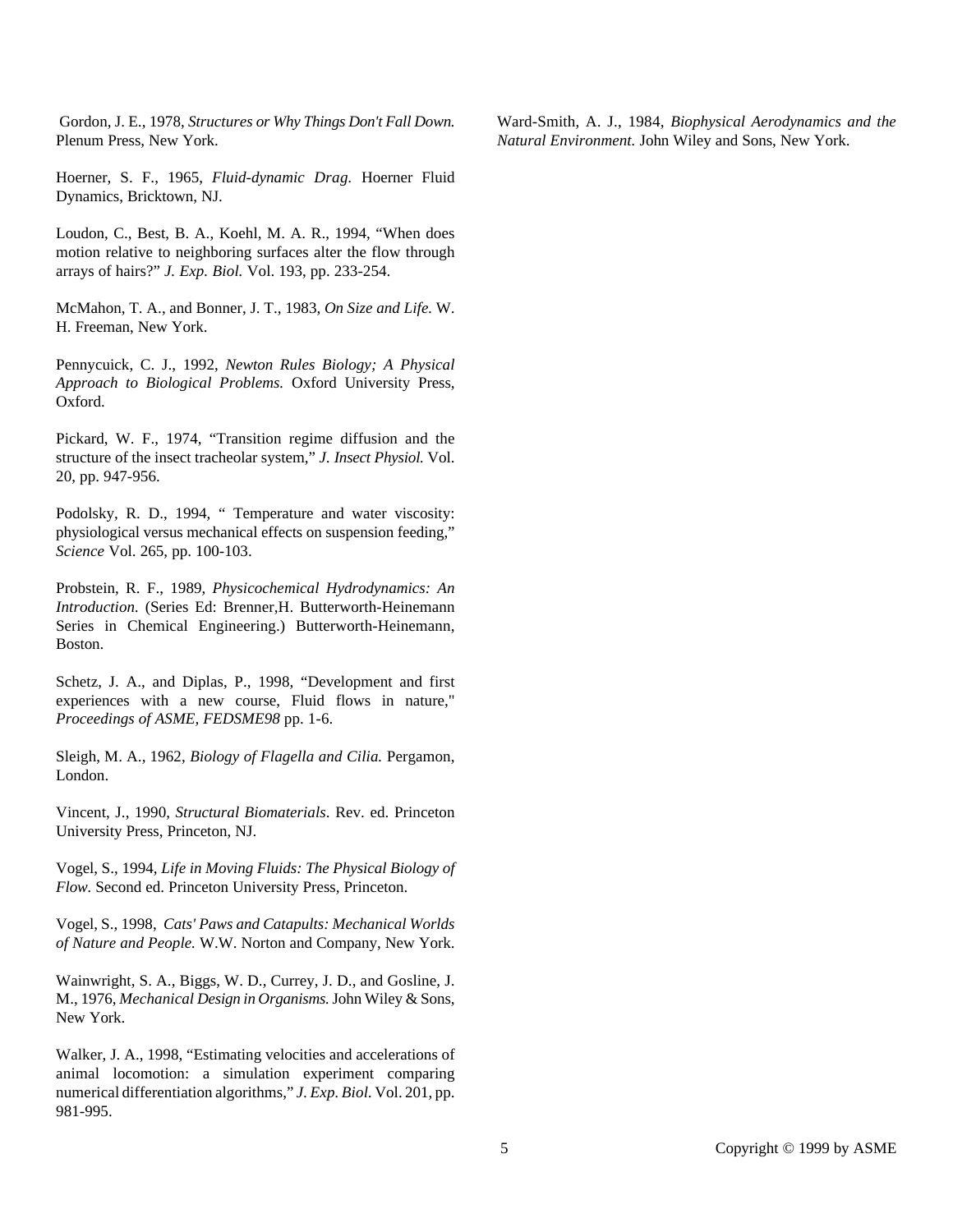Gordon, J. E., 1978, *Structures or Why Things Don't Fall Down.* Plenum Press, New York.

Hoerner, S. F., 1965, *Fluid-dynamic Drag*. Hoerner Fluid Dynamics, Bricktown, NJ.

Loudon, C., Best, B. A., Koehl, M. A. R., 1994, "When does motion relative to neighboring surfaces alter the flow through arrays of hairs?" *J. Exp. Biol.* Vol. 193, pp. 233-254.

McMahon, T. A., and Bonner, J. T., 1983, *On Size and Life.* W. H. Freeman, New York.

Pennycuick, C. J., 1992, *Newton Rules Biology; A Physical Approach to Biological Problems.* Oxford University Press, Oxford.

Pickard, W. F., 1974, "Transition regime diffusion and the structure of the insect tracheolar system," *J. Insect Physiol.* Vol. 20, pp. 947-956.

Podolsky, R. D., 1994, " Temperature and water viscosity: physiological versus mechanical effects on suspension feeding," *Science* Vol. 265, pp. 100-103.

Probstein, R. F., 1989, *Physicochemical Hydrodynamics: An Introduction.* (Series Ed: Brenner,H. Butterworth-Heinemann Series in Chemical Engineering.) Butterworth-Heinemann, Boston.

Schetz, J. A., and Diplas, P., 1998, "Development and first experiences with a new course, Fluid flows in nature," *Proceedings of ASME, FEDSME98* pp. 1-6.

Sleigh, M. A., 1962, *Biology of Flagella and Cilia.* Pergamon, London.

Vincent, J., 1990, *Structural Biomaterials*. Rev. ed. Princeton University Press, Princeton, NJ.

Vogel, S., 1994, *Life in Moving Fluids: The Physical Biology of Flow.* Second ed. Princeton University Press, Princeton.

Vogel, S., 1998, *Cats' Paws and Catapults: Mechanical Worlds of Nature and People.* W.W. Norton and Company, New York.

Wainwright, S. A., Biggs, W. D., Currey, J. D., and Gosline, J. M., 1976, *Mechanical Design in Organisms.* John Wiley & Sons, New York.

Walker, J. A., 1998, "Estimating velocities and accelerations of animal locomotion: a simulation experiment comparing numerical differentiation algorithms," *J. Exp. Biol*. Vol. 201, pp. 981-995.

Ward-Smith, A. J., 1984, *Biophysical Aerodynamics and the Natural Environment.* John Wiley and Sons, New York.